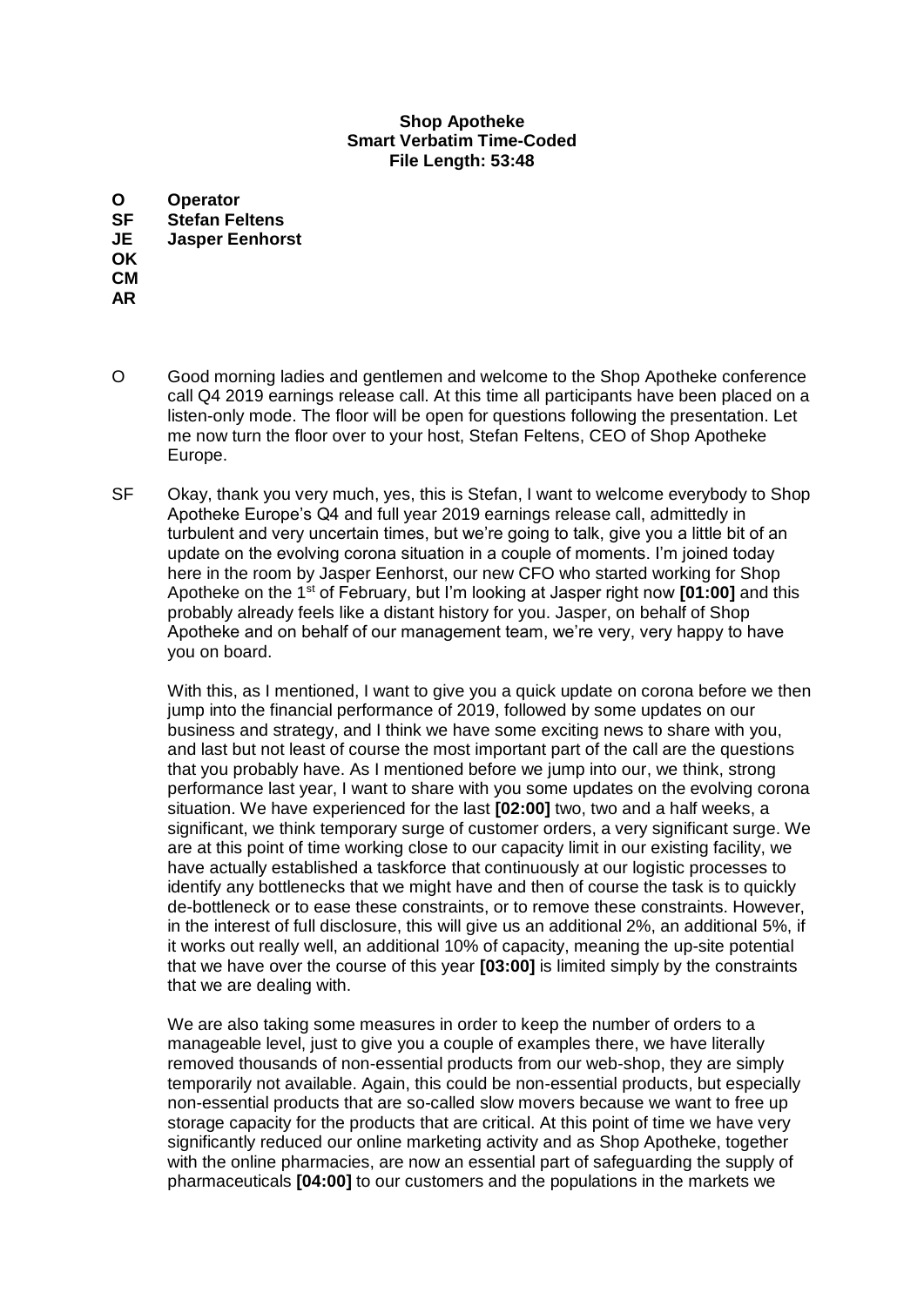**Shop Apotheke**
**Smart Verbatim Time-Coded**
**File Length: 53:48**

**O** **Operator**
**SF** **Stefan Feltens**
**JE** **Jasper Eenhorst**
**OK**
**CM**
**AR**

O Good morning ladies and gentlemen and welcome to the Shop Apotheke conference call Q4 2019 earnings release call. At this time all participants have been placed on a listen-only mode. The floor will be open for questions following the presentation. Let me now turn the floor over to your host, Stefan Feltens, CEO of Shop Apotheke Europe.

SF Okay, thank you very much, yes, this is Stefan, I want to welcome everybody to Shop Apotheke Europe's Q4 and full year 2019 earnings release call, admittedly in turbulent and very uncertain times, but we're going to talk, give you a little bit of an update on the evolving corona situation in a couple of moments. I'm joined today here in the room by Jasper Eenhorst, our new CFO who started working for Shop Apotheke on the 1st of February, but I'm looking at Jasper right now **[01:00]** and this probably already feels like a distant history for you. Jasper, on behalf of Shop Apotheke and on behalf of our management team, we're very, very happy to have you on board.

With this, as I mentioned, I want to give you a quick update on corona before we then jump into the financial performance of 2019, followed by some updates on our business and strategy, and I think we have some exciting news to share with you, and last but not least of course the most important part of the call are the questions that you probably have. As I mentioned before we jump into our, we think, strong performance last year, I want to share with you some updates on the evolving corona situation. We have experienced for the last **[02:00]** two, two and a half weeks, a significant, we think temporary surge of customer orders, a very significant surge. We are at this point of time working close to our capacity limit in our existing facility, we have actually established a taskforce that continuously at our logistic processes to identify any bottlenecks that we might have and then of course the task is to quickly de-bottleneck or to ease these constraints, or to remove these constraints. However, in the interest of full disclosure, this will give us an additional 2%, an additional 5%, if it works out really well, an additional 10% of capacity, meaning the up-site potential that we have over the course of this year **[03:00]** is limited simply by the constraints that we are dealing with.

We are also taking some measures in order to keep the number of orders to a manageable level, just to give you a couple of examples there, we have literally removed thousands of non-essential products from our web-shop, they are simply temporarily not available. Again, this could be non-essential products, but especially non-essential products that are so-called slow movers because we want to free up storage capacity for the products that are critical. At this point of time we have very significantly reduced our online marketing activity and as Shop Apotheke, together with the online pharmacies, are now an essential part of safeguarding the supply of pharmaceuticals **[04:00]** to our customers and the populations in the markets we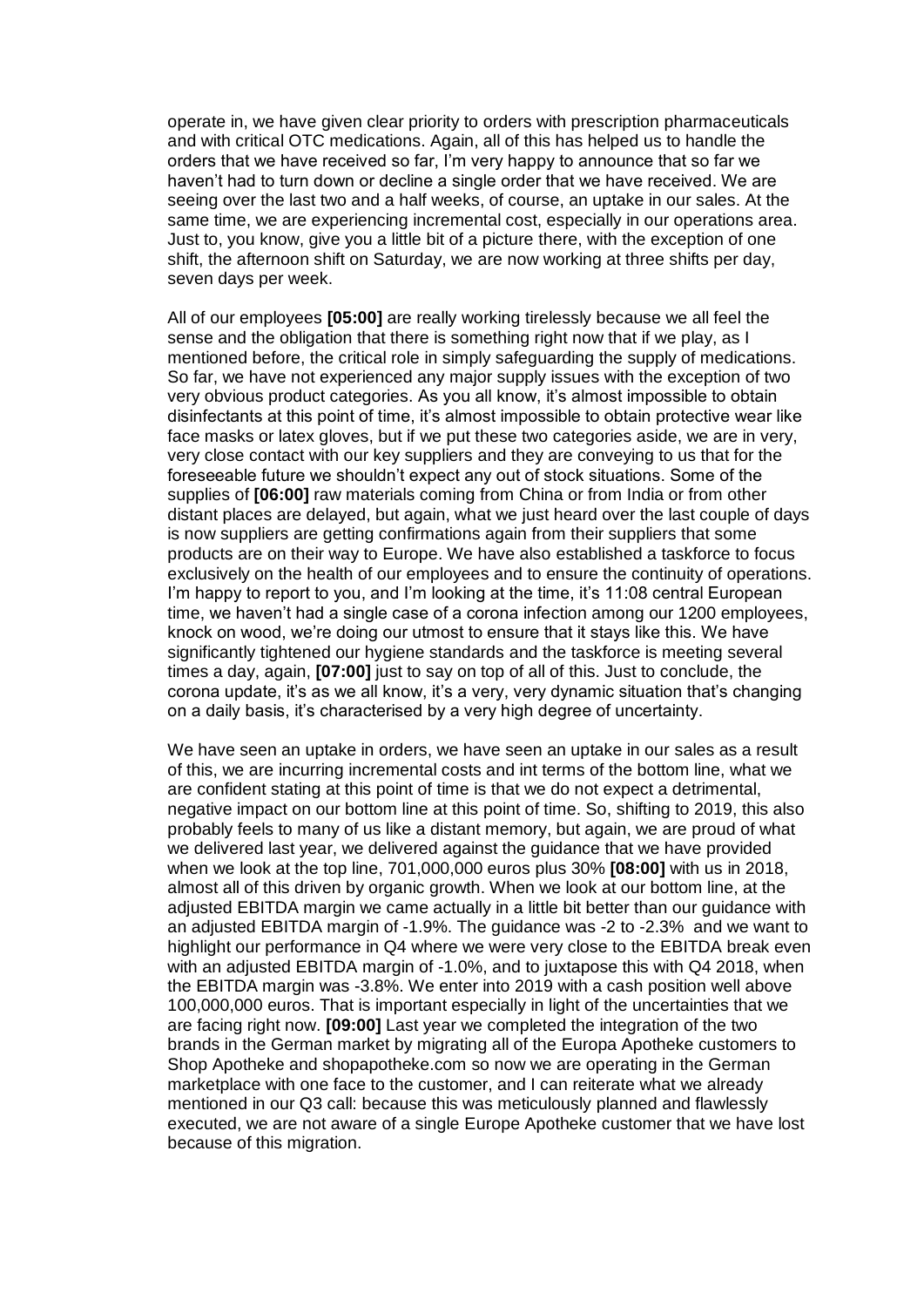operate in, we have given clear priority to orders with prescription pharmaceuticals and with critical OTC medications. Again, all of this has helped us to handle the orders that we have received so far, I'm very happy to announce that so far we haven't had to turn down or decline a single order that we have received. We are seeing over the last two and a half weeks, of course, an uptake in our sales. At the same time, we are experiencing incremental cost, especially in our operations area. Just to, you know, give you a little bit of a picture there, with the exception of one shift, the afternoon shift on Saturday, we are now working at three shifts per day, seven days per week.

All of our employees **[05:00]** are really working tirelessly because we all feel the sense and the obligation that there is something right now that if we play, as I mentioned before, the critical role in simply safeguarding the supply of medications. So far, we have not experienced any major supply issues with the exception of two very obvious product categories. As you all know, it's almost impossible to obtain disinfectants at this point of time, it's almost impossible to obtain protective wear like face masks or latex gloves, but if we put these two categories aside, we are in very, very close contact with our key suppliers and they are conveying to us that for the foreseeable future we shouldn't expect any out of stock situations. Some of the supplies of **[06:00]** raw materials coming from China or from India or from other distant places are delayed, but again, what we just heard over the last couple of days is now suppliers are getting confirmations again from their suppliers that some products are on their way to Europe. We have also established a taskforce to focus exclusively on the health of our employees and to ensure the continuity of operations. I'm happy to report to you, and I'm looking at the time, it's 11:08 central European time, we haven't had a single case of a corona infection among our 1200 employees, knock on wood, we're doing our utmost to ensure that it stays like this. We have significantly tightened our hygiene standards and the taskforce is meeting several times a day, again, **[07:00]** just to say on top of all of this. Just to conclude, the corona update, it's as we all know, it's a very, very dynamic situation that's changing on a daily basis, it's characterised by a very high degree of uncertainty.

We have seen an uptake in orders, we have seen an uptake in our sales as a result of this, we are incurring incremental costs and int terms of the bottom line, what we are confident stating at this point of time is that we do not expect a detrimental, negative impact on our bottom line at this point of time. So, shifting to 2019, this also probably feels to many of us like a distant memory, but again, we are proud of what we delivered last year, we delivered against the guidance that we have provided when we look at the top line, 701,000,000 euros plus 30% **[08:00]** with us in 2018, almost all of this driven by organic growth. When we look at our bottom line, at the adjusted EBITDA margin we came actually in a little bit better than our guidance with an adjusted EBITDA margin of -1.9%. The guidance was -2 to -2.3% and we want to highlight our performance in Q4 where we were very close to the EBITDA break even with an adjusted EBITDA margin of -1.0%, and to juxtapose this with Q4 2018, when the EBITDA margin was -3.8%. We enter into 2019 with a cash position well above 100,000,000 euros. That is important especially in light of the uncertainties that we are facing right now. **[09:00]** Last year we completed the integration of the two brands in the German market by migrating all of the Europa Apotheke customers to Shop Apotheke and shopapotheke.com so now we are operating in the German marketplace with one face to the customer, and I can reiterate what we already mentioned in our Q3 call: because this was meticulously planned and flawlessly executed, we are not aware of a single Europe Apotheke customer that we have lost because of this migration.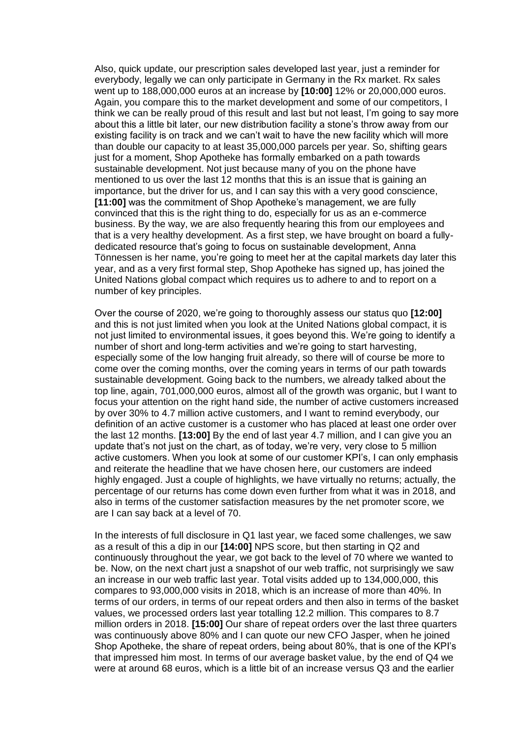Also, quick update, our prescription sales developed last year, just a reminder for everybody, legally we can only participate in Germany in the Rx market. Rx sales went up to 188,000,000 euros at an increase by **[10:00]** 12% or 20,000,000 euros. Again, you compare this to the market development and some of our competitors, I think we can be really proud of this result and last but not least, I'm going to say more about this a little bit later, our new distribution facility a stone's throw away from our existing facility is on track and we can't wait to have the new facility which will more than double our capacity to at least 35,000,000 parcels per year. So, shifting gears just for a moment, Shop Apotheke has formally embarked on a path towards sustainable development. Not just because many of you on the phone have mentioned to us over the last 12 months that this is an issue that is gaining an importance, but the driver for us, and I can say this with a very good conscience, **[11:00]** was the commitment of Shop Apotheke's management, we are fully convinced that this is the right thing to do, especially for us as an e-commerce business. By the way, we are also frequently hearing this from our employees and that is a very healthy development. As a first step, we have brought on board a fully-dedicated resource that's going to focus on sustainable development, Anna Tönnessen is her name, you're going to meet her at the capital markets day later this year, and as a very first formal step, Shop Apotheke has signed up, has joined the United Nations global compact which requires us to adhere to and to report on a number of key principles.

Over the course of 2020, we're going to thoroughly assess our status quo **[12:00]** and this is not just limited when you look at the United Nations global compact, it is not just limited to environmental issues, it goes beyond this. We're going to identify a number of short and long-term activities and we're going to start harvesting, especially some of the low hanging fruit already, so there will of course be more to come over the coming months, over the coming years in terms of our path towards sustainable development. Going back to the numbers, we already talked about the top line, again, 701,000,000 euros, almost all of the growth was organic, but I want to focus your attention on the right hand side, the number of active customers increased by over 30% to 4.7 million active customers, and I want to remind everybody, our definition of an active customer is a customer who has placed at least one order over the last 12 months. **[13:00]** By the end of last year 4.7 million, and I can give you an update that's not just on the chart, as of today, we're very, very close to 5 million active customers. When you look at some of our customer KPI's, I can only emphasis and reiterate the headline that we have chosen here, our customers are indeed highly engaged. Just a couple of highlights, we have virtually no returns; actually, the percentage of our returns has come down even further from what it was in 2018, and also in terms of the customer satisfaction measures by the net promoter score, we are I can say back at a level of 70.

In the interests of full disclosure in Q1 last year, we faced some challenges, we saw as a result of this a dip in our **[14:00]** NPS score, but then starting in Q2 and continuously throughout the year, we got back to the level of 70 where we wanted to be. Now, on the next chart just a snapshot of our web traffic, not surprisingly we saw an increase in our web traffic last year. Total visits added up to 134,000,000, this compares to 93,000,000 visits in 2018, which is an increase of more than 40%. In terms of our orders, in terms of our repeat orders and then also in terms of the basket values, we processed orders last year totalling 12.2 million. This compares to 8.7 million orders in 2018. **[15:00]** Our share of repeat orders over the last three quarters was continuously above 80% and I can quote our new CFO Jasper, when he joined Shop Apotheke, the share of repeat orders, being about 80%, that is one of the KPI's that impressed him most. In terms of our average basket value, by the end of Q4 we were at around 68 euros, which is a little bit of an increase versus Q3 and the earlier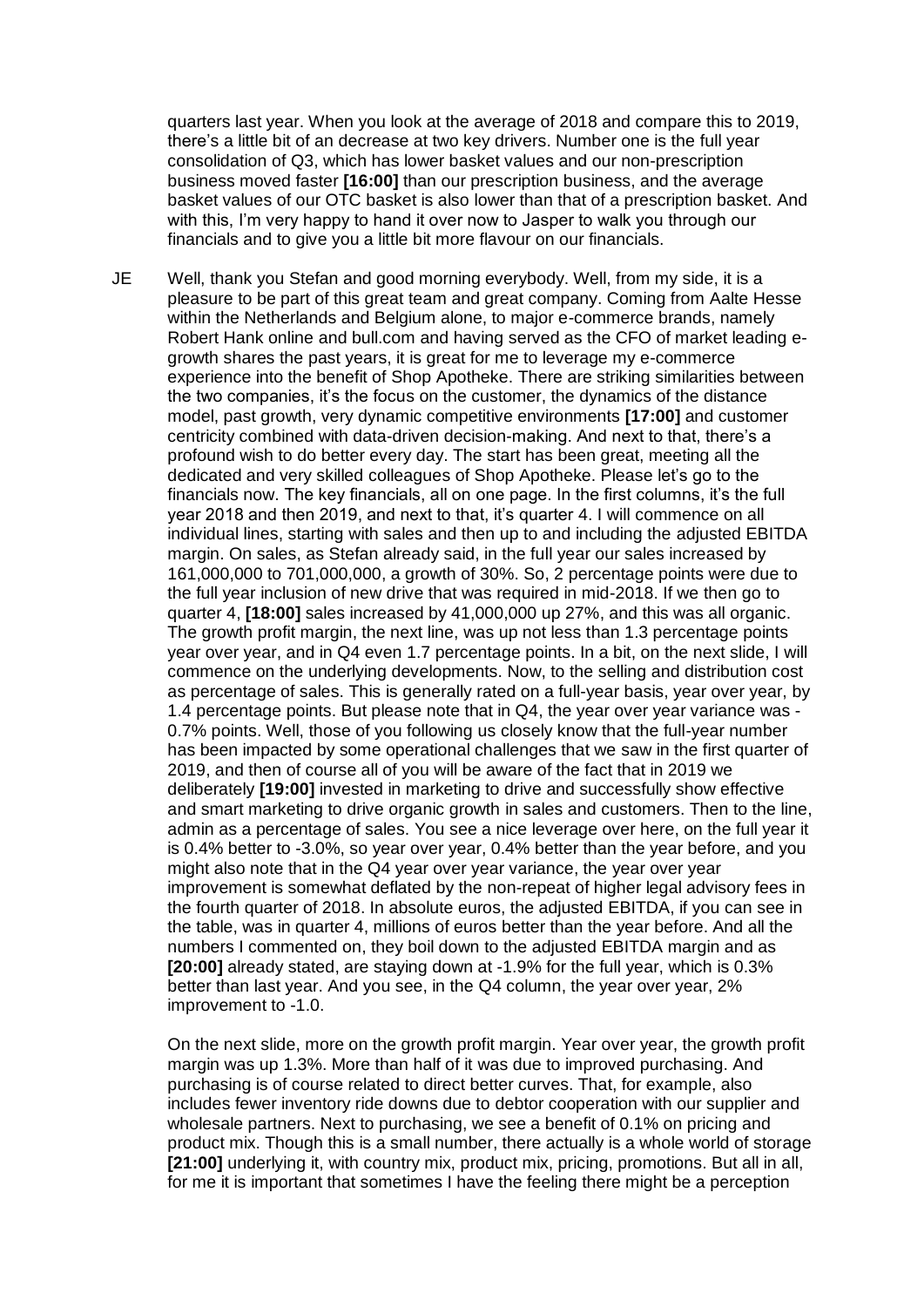quarters last year. When you look at the average of 2018 and compare this to 2019, there's a little bit of an decrease at two key drivers. Number one is the full year consolidation of Q3, which has lower basket values and our non-prescription business moved faster **[16:00]** than our prescription business, and the average basket values of our OTC basket is also lower than that of a prescription basket. And with this, I'm very happy to hand it over now to Jasper to walk you through our financials and to give you a little bit more flavour on our financials.

JE Well, thank you Stefan and good morning everybody. Well, from my side, it is a pleasure to be part of this great team and great company. Coming from Aalte Hesse within the Netherlands and Belgium alone, to major e-commerce brands, namely Robert Hank online and bull.com and having served as the CFO of market leading e-growth shares the past years, it is great for me to leverage my e-commerce experience into the benefit of Shop Apotheke. There are striking similarities between the two companies, it's the focus on the customer, the dynamics of the distance model, past growth, very dynamic competitive environments **[17:00]** and customer centricity combined with data-driven decision-making. And next to that, there's a profound wish to do better every day. The start has been great, meeting all the dedicated and very skilled colleagues of Shop Apotheke. Please let's go to the financials now. The key financials, all on one page. In the first columns, it's the full year 2018 and then 2019, and next to that, it's quarter 4. I will commence on all individual lines, starting with sales and then up to and including the adjusted EBITDA margin. On sales, as Stefan already said, in the full year our sales increased by 161,000,000 to 701,000,000, a growth of 30%. So, 2 percentage points were due to the full year inclusion of new drive that was required in mid-2018. If we then go to quarter 4, **[18:00]** sales increased by 41,000,000 up 27%, and this was all organic. The growth profit margin, the next line, was up not less than 1.3 percentage points year over year, and in Q4 even 1.7 percentage points. In a bit, on the next slide, I will commence on the underlying developments. Now, to the selling and distribution cost as percentage of sales. This is generally rated on a full-year basis, year over year, by 1.4 percentage points. But please note that in Q4, the year over year variance was -0.7% points. Well, those of you following us closely know that the full-year number has been impacted by some operational challenges that we saw in the first quarter of 2019, and then of course all of you will be aware of the fact that in 2019 we deliberately **[19:00]** invested in marketing to drive and successfully show effective and smart marketing to drive organic growth in sales and customers. Then to the line, admin as a percentage of sales. You see a nice leverage over here, on the full year it is 0.4% better to -3.0%, so year over year, 0.4% better than the year before, and you might also note that in the Q4 year over year variance, the year over year improvement is somewhat deflated by the non-repeat of higher legal advisory fees in the fourth quarter of 2018. In absolute euros, the adjusted EBITDA, if you can see in the table, was in quarter 4, millions of euros better than the year before. And all the numbers I commented on, they boil down to the adjusted EBITDA margin and as **[20:00]** already stated, are staying down at -1.9% for the full year, which is 0.3% better than last year. And you see, in the Q4 column, the year over year, 2% improvement to -1.0.

On the next slide, more on the growth profit margin. Year over year, the growth profit margin was up 1.3%. More than half of it was due to improved purchasing. And purchasing is of course related to direct better curves. That, for example, also includes fewer inventory ride downs due to debtor cooperation with our supplier and wholesale partners. Next to purchasing, we see a benefit of 0.1% on pricing and product mix. Though this is a small number, there actually is a whole world of storage **[21:00]** underlying it, with country mix, product mix, pricing, promotions. But all in all, for me it is important that sometimes I have the feeling there might be a perception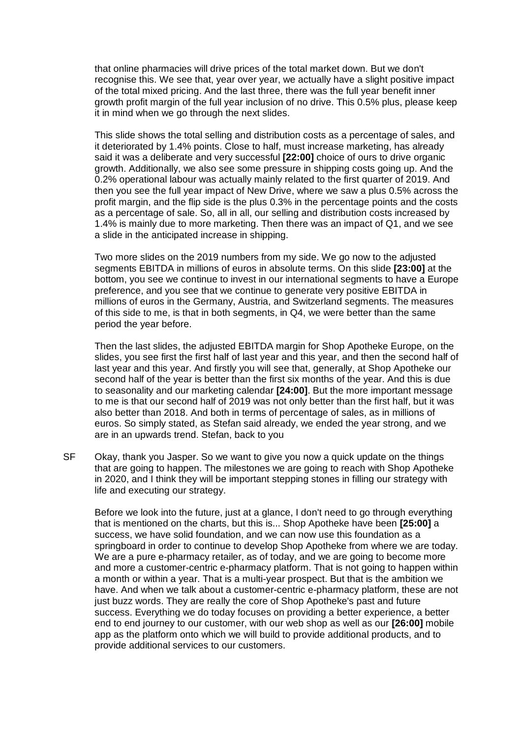that online pharmacies will drive prices of the total market down. But we don't recognise this. We see that, year over year, we actually have a slight positive impact of the total mixed pricing. And the last three, there was the full year benefit inner growth profit margin of the full year inclusion of no drive. This 0.5% plus, please keep it in mind when we go through the next slides.

This slide shows the total selling and distribution costs as a percentage of sales, and it deteriorated by 1.4% points. Close to half, must increase marketing, has already said it was a deliberate and very successful **[22:00]** choice of ours to drive organic growth. Additionally, we also see some pressure in shipping costs going up. And the 0.2% operational labour was actually mainly related to the first quarter of 2019. And then you see the full year impact of New Drive, where we saw a plus 0.5% across the profit margin, and the flip side is the plus 0.3% in the percentage points and the costs as a percentage of sale. So, all in all, our selling and distribution costs increased by 1.4% is mainly due to more marketing. Then there was an impact of Q1, and we see a slide in the anticipated increase in shipping.

Two more slides on the 2019 numbers from my side. We go now to the adjusted segments EBITDA in millions of euros in absolute terms. On this slide **[23:00]** at the bottom, you see we continue to invest in our international segments to have a Europe preference, and you see that we continue to generate very positive EBITDA in millions of euros in the Germany, Austria, and Switzerland segments. The measures of this side to me, is that in both segments, in Q4, we were better than the same period the year before.

Then the last slides, the adjusted EBITDA margin for Shop Apotheke Europe, on the slides, you see first the first half of last year and this year, and then the second half of last year and this year. And firstly you will see that, generally, at Shop Apotheke our second half of the year is better than the first six months of the year. And this is due to seasonality and our marketing calendar **[24:00]**. But the more important message to me is that our second half of 2019 was not only better than the first half, but it was also better than 2018. And both in terms of percentage of sales, as in millions of euros. So simply stated, as Stefan said already, we ended the year strong, and we are in an upwards trend. Stefan, back to you

SF Okay, thank you Jasper. So we want to give you now a quick update on the things that are going to happen. The milestones we are going to reach with Shop Apotheke in 2020, and I think they will be important stepping stones in filling our strategy with life and executing our strategy.

Before we look into the future, just at a glance, I don't need to go through everything that is mentioned on the charts, but this is... Shop Apotheke have been **[25:00]** a success, we have solid foundation, and we can now use this foundation as a springboard in order to continue to develop Shop Apotheke from where we are today. We are a pure e-pharmacy retailer, as of today, and we are going to become more and more a customer-centric e-pharmacy platform. That is not going to happen within a month or within a year. That is a multi-year prospect. But that is the ambition we have. And when we talk about a customer-centric e-pharmacy platform, these are not just buzz words. They are really the core of Shop Apotheke's past and future success. Everything we do today focuses on providing a better experience, a better end to end journey to our customer, with our web shop as well as our **[26:00]** mobile app as the platform onto which we will build to provide additional products, and to provide additional services to our customers.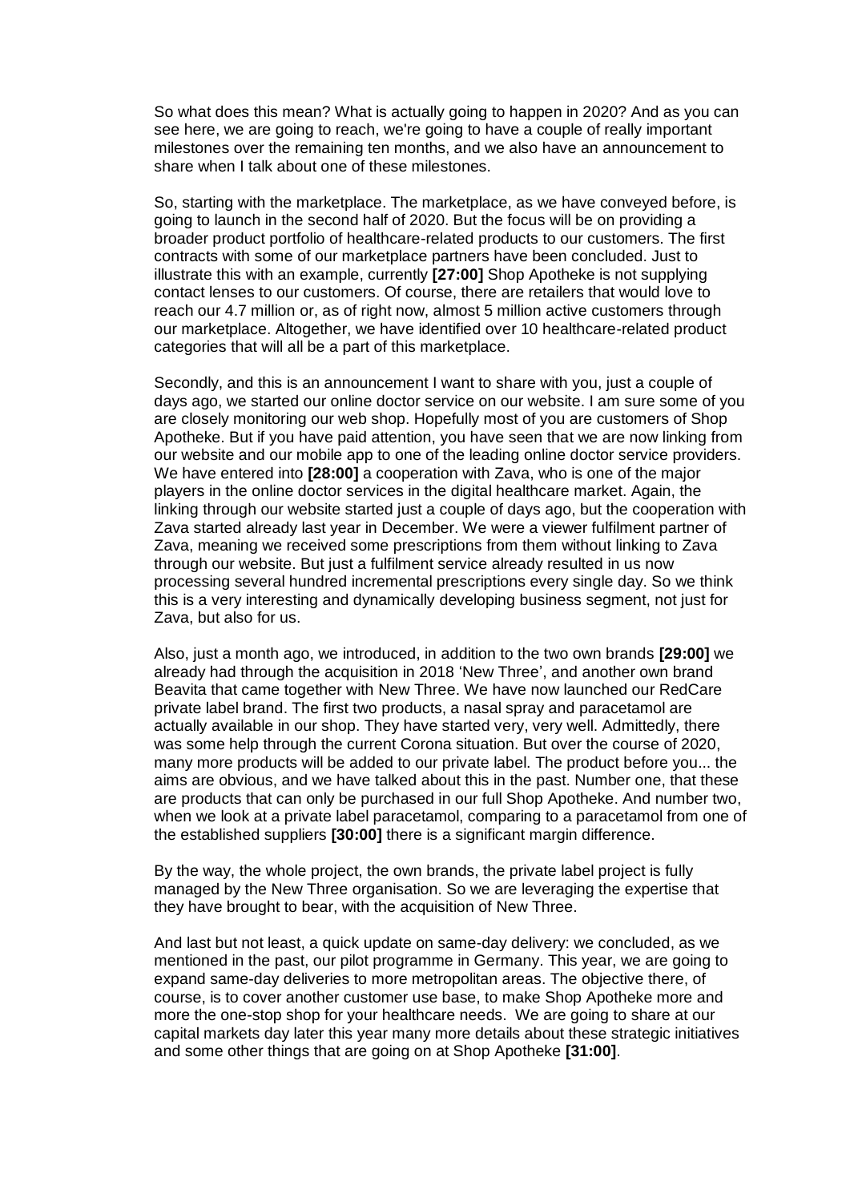So what does this mean? What is actually going to happen in 2020? And as you can see here, we are going to reach, we're going to have a couple of really important milestones over the remaining ten months, and we also have an announcement to share when I talk about one of these milestones.

So, starting with the marketplace. The marketplace, as we have conveyed before, is going to launch in the second half of 2020. But the focus will be on providing a broader product portfolio of healthcare-related products to our customers. The first contracts with some of our marketplace partners have been concluded. Just to illustrate this with an example, currently **[27:00]** Shop Apotheke is not supplying contact lenses to our customers. Of course, there are retailers that would love to reach our 4.7 million or, as of right now, almost 5 million active customers through our marketplace. Altogether, we have identified over 10 healthcare-related product categories that will all be a part of this marketplace.

Secondly, and this is an announcement I want to share with you, just a couple of days ago, we started our online doctor service on our website. I am sure some of you are closely monitoring our web shop. Hopefully most of you are customers of Shop Apotheke. But if you have paid attention, you have seen that we are now linking from our website and our mobile app to one of the leading online doctor service providers. We have entered into **[28:00]** a cooperation with Zava, who is one of the major players in the online doctor services in the digital healthcare market. Again, the linking through our website started just a couple of days ago, but the cooperation with Zava started already last year in December. We were a viewer fulfilment partner of Zava, meaning we received some prescriptions from them without linking to Zava through our website. But just a fulfilment service already resulted in us now processing several hundred incremental prescriptions every single day. So we think this is a very interesting and dynamically developing business segment, not just for Zava, but also for us.

Also, just a month ago, we introduced, in addition to the two own brands **[29:00]** we already had through the acquisition in 2018 'New Three', and another own brand Beavita that came together with New Three. We have now launched our RedCare private label brand. The first two products, a nasal spray and paracetamol are actually available in our shop. They have started very, very well. Admittedly, there was some help through the current Corona situation. But over the course of 2020, many more products will be added to our private label. The product before you... the aims are obvious, and we have talked about this in the past. Number one, that these are products that can only be purchased in our full Shop Apotheke. And number two, when we look at a private label paracetamol, comparing to a paracetamol from one of the established suppliers **[30:00]** there is a significant margin difference.

By the way, the whole project, the own brands, the private label project is fully managed by the New Three organisation. So we are leveraging the expertise that they have brought to bear, with the acquisition of New Three.

And last but not least, a quick update on same-day delivery: we concluded, as we mentioned in the past, our pilot programme in Germany. This year, we are going to expand same-day deliveries to more metropolitan areas. The objective there, of course, is to cover another customer use base, to make Shop Apotheke more and more the one-stop shop for your healthcare needs. We are going to share at our capital markets day later this year many more details about these strategic initiatives and some other things that are going on at Shop Apotheke **[31:00]**.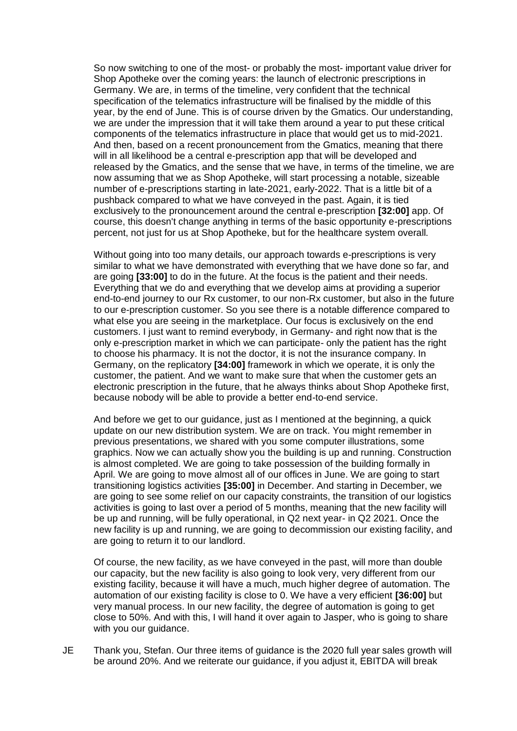So now switching to one of the most- or probably the most- important value driver for Shop Apotheke over the coming years: the launch of electronic prescriptions in Germany. We are, in terms of the timeline, very confident that the technical specification of the telematics infrastructure will be finalised by the middle of this year, by the end of June. This is of course driven by the Gmatics. Our understanding, we are under the impression that it will take them around a year to put these critical components of the telematics infrastructure in place that would get us to mid-2021. And then, based on a recent pronouncement from the Gmatics, meaning that there will in all likelihood be a central e-prescription app that will be developed and released by the Gmatics, and the sense that we have, in terms of the timeline, we are now assuming that we as Shop Apotheke, will start processing a notable, sizeable number of e-prescriptions starting in late-2021, early-2022. That is a little bit of a pushback compared to what we have conveyed in the past. Again, it is tied exclusively to the pronouncement around the central e-prescription **[32:00]** app. Of course, this doesn't change anything in terms of the basic opportunity e-prescriptions percent, not just for us at Shop Apotheke, but for the healthcare system overall.

Without going into too many details, our approach towards e-prescriptions is very similar to what we have demonstrated with everything that we have done so far, and are going **[33:00]** to do in the future. At the focus is the patient and their needs. Everything that we do and everything that we develop aims at providing a superior end-to-end journey to our Rx customer, to our non-Rx customer, but also in the future to our e-prescription customer. So you see there is a notable difference compared to what else you are seeing in the marketplace. Our focus is exclusively on the end customers. I just want to remind everybody, in Germany- and right now that is the only e-prescription market in which we can participate- only the patient has the right to choose his pharmacy. It is not the doctor, it is not the insurance company. In Germany, on the replicatory **[34:00]** framework in which we operate, it is only the customer, the patient. And we want to make sure that when the customer gets an electronic prescription in the future, that he always thinks about Shop Apotheke first, because nobody will be able to provide a better end-to-end service.

And before we get to our guidance, just as I mentioned at the beginning, a quick update on our new distribution system. We are on track. You might remember in previous presentations, we shared with you some computer illustrations, some graphics. Now we can actually show you the building is up and running. Construction is almost completed. We are going to take possession of the building formally in April. We are going to move almost all of our offices in June. We are going to start transitioning logistics activities **[35:00]** in December. And starting in December, we are going to see some relief on our capacity constraints, the transition of our logistics activities is going to last over a period of 5 months, meaning that the new facility will be up and running, will be fully operational, in Q2 next year- in Q2 2021. Once the new facility is up and running, we are going to decommission our existing facility, and are going to return it to our landlord.

Of course, the new facility, as we have conveyed in the past, will more than double our capacity, but the new facility is also going to look very, very different from our existing facility, because it will have a much, much higher degree of automation. The automation of our existing facility is close to 0. We have a very efficient **[36:00]** but very manual process. In our new facility, the degree of automation is going to get close to 50%. And with this, I will hand it over again to Jasper, who is going to share with you our guidance.

JE Thank you, Stefan. Our three items of guidance is the 2020 full year sales growth will be around 20%. And we reiterate our guidance, if you adjust it, EBITDA will break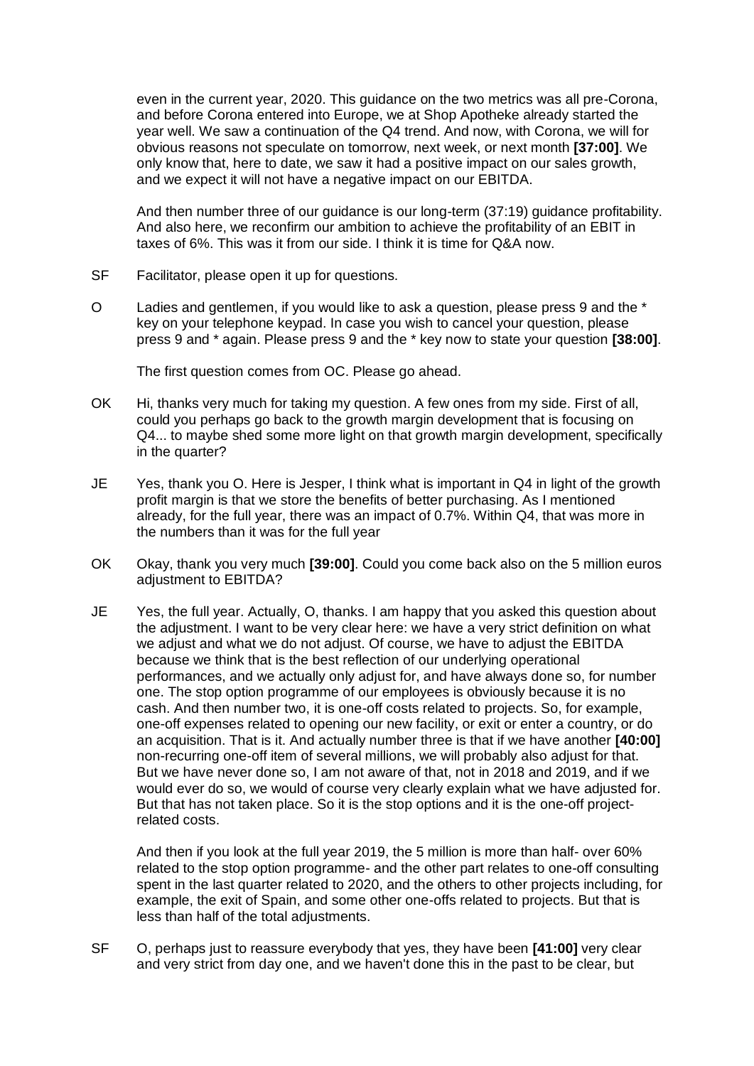even in the current year, 2020. This guidance on the two metrics was all pre-Corona, and before Corona entered into Europe, we at Shop Apotheke already started the year well. We saw a continuation of the Q4 trend. And now, with Corona, we will for obvious reasons not speculate on tomorrow, next week, or next month **[37:00]**. We only know that, here to date, we saw it had a positive impact on our sales growth, and we expect it will not have a negative impact on our EBITDA.

And then number three of our guidance is our long-term (37:19) guidance profitability. And also here, we reconfirm our ambition to achieve the profitability of an EBIT in taxes of 6%. This was it from our side. I think it is time for Q&A now.

SF Facilitator, please open it up for questions.

O Ladies and gentlemen, if you would like to ask a question, please press 9 and the * key on your telephone keypad. In case you wish to cancel your question, please press 9 and * again. Please press 9 and the * key now to state your question **[38:00]**.

The first question comes from OC. Please go ahead.

OK Hi, thanks very much for taking my question. A few ones from my side. First of all, could you perhaps go back to the growth margin development that is focusing on Q4... to maybe shed some more light on that growth margin development, specifically in the quarter?

JE Yes, thank you O. Here is Jesper, I think what is important in Q4 in light of the growth profit margin is that we store the benefits of better purchasing. As I mentioned already, for the full year, there was an impact of 0.7%. Within Q4, that was more in the numbers than it was for the full year

OK Okay, thank you very much **[39:00]**. Could you come back also on the 5 million euros adjustment to EBITDA?

JE Yes, the full year. Actually, O, thanks. I am happy that you asked this question about the adjustment. I want to be very clear here: we have a very strict definition on what we adjust and what we do not adjust. Of course, we have to adjust the EBITDA because we think that is the best reflection of our underlying operational performances, and we actually only adjust for, and have always done so, for number one. The stop option programme of our employees is obviously because it is no cash. And then number two, it is one-off costs related to projects. So, for example, one-off expenses related to opening our new facility, or exit or enter a country, or do an acquisition. That is it. And actually number three is that if we have another **[40:00]** non-recurring one-off item of several millions, we will probably also adjust for that. But we have never done so, I am not aware of that, not in 2018 and 2019, and if we would ever do so, we would of course very clearly explain what we have adjusted for. But that has not taken place. So it is the stop options and it is the one-off project-related costs.

And then if you look at the full year 2019, the 5 million is more than half- over 60% related to the stop option programme- and the other part relates to one-off consulting spent in the last quarter related to 2020, and the others to other projects including, for example, the exit of Spain, and some other one-offs related to projects. But that is less than half of the total adjustments.

SF O, perhaps just to reassure everybody that yes, they have been **[41:00]** very clear and very strict from day one, and we haven't done this in the past to be clear, but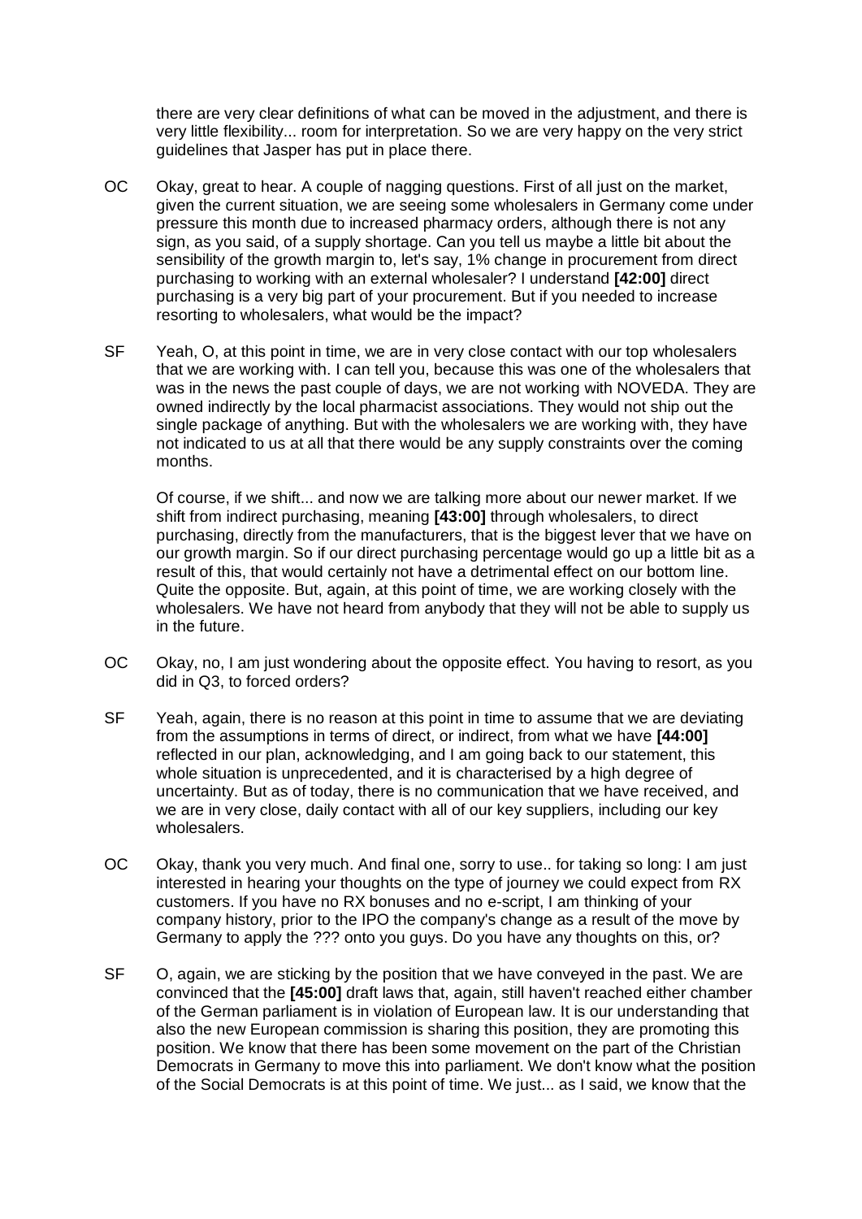there are very clear definitions of what can be moved in the adjustment, and there is very little flexibility... room for interpretation. So we are very happy on the very strict guidelines that Jasper has put in place there.

OC Okay, great to hear. A couple of nagging questions. First of all just on the market, given the current situation, we are seeing some wholesalers in Germany come under pressure this month due to increased pharmacy orders, although there is not any sign, as you said, of a supply shortage. Can you tell us maybe a little bit about the sensibility of the growth margin to, let's say, 1% change in procurement from direct purchasing to working with an external wholesaler? I understand **[42:00]** direct purchasing is a very big part of your procurement. But if you needed to increase resorting to wholesalers, what would be the impact?

SF Yeah, O, at this point in time, we are in very close contact with our top wholesalers that we are working with. I can tell you, because this was one of the wholesalers that was in the news the past couple of days, we are not working with NOVEDA. They are owned indirectly by the local pharmacist associations. They would not ship out the single package of anything. But with the wholesalers we are working with, they have not indicated to us at all that there would be any supply constraints over the coming months.

Of course, if we shift... and now we are talking more about our newer market. If we shift from indirect purchasing, meaning **[43:00]** through wholesalers, to direct purchasing, directly from the manufacturers, that is the biggest lever that we have on our growth margin. So if our direct purchasing percentage would go up a little bit as a result of this, that would certainly not have a detrimental effect on our bottom line. Quite the opposite. But, again, at this point of time, we are working closely with the wholesalers. We have not heard from anybody that they will not be able to supply us in the future.

OC Okay, no, I am just wondering about the opposite effect. You having to resort, as you did in Q3, to forced orders?

SF Yeah, again, there is no reason at this point in time to assume that we are deviating from the assumptions in terms of direct, or indirect, from what we have **[44:00]** reflected in our plan, acknowledging, and I am going back to our statement, this whole situation is unprecedented, and it is characterised by a high degree of uncertainty. But as of today, there is no communication that we have received, and we are in very close, daily contact with all of our key suppliers, including our key wholesalers.

OC Okay, thank you very much. And final one, sorry to use.. for taking so long: I am just interested in hearing your thoughts on the type of journey we could expect from RX customers. If you have no RX bonuses and no e-script, I am thinking of your company history, prior to the IPO the company's change as a result of the move by Germany to apply the ??? onto you guys. Do you have any thoughts on this, or?

SF O, again, we are sticking by the position that we have conveyed in the past. We are convinced that the **[45:00]** draft laws that, again, still haven't reached either chamber of the German parliament is in violation of European law. It is our understanding that also the new European commission is sharing this position, they are promoting this position. We know that there has been some movement on the part of the Christian Democrats in Germany to move this into parliament. We don't know what the position of the Social Democrats is at this point of time. We just... as I said, we know that the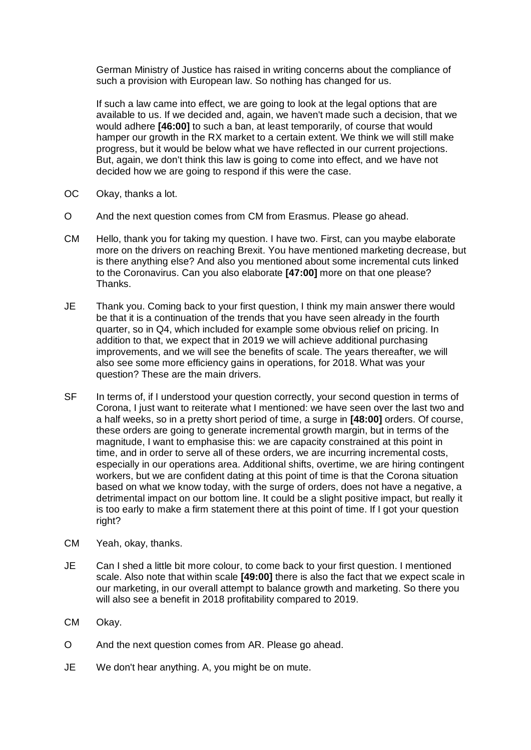German Ministry of Justice has raised in writing concerns about the compliance of such a provision with European law. So nothing has changed for us.

If such a law came into effect, we are going to look at the legal options that are available to us. If we decided and, again, we haven't made such a decision, that we would adhere **[46:00]** to such a ban, at least temporarily, of course that would hamper our growth in the RX market to a certain extent. We think we will still make progress, but it would be below what we have reflected in our current projections. But, again, we don't think this law is going to come into effect, and we have not decided how we are going to respond if this were the case.

OC Okay, thanks a lot.

O And the next question comes from CM from Erasmus. Please go ahead.

CM Hello, thank you for taking my question. I have two. First, can you maybe elaborate more on the drivers on reaching Brexit. You have mentioned marketing decrease, but is there anything else? And also you mentioned about some incremental cuts linked to the Coronavirus. Can you also elaborate **[47:00]** more on that one please? Thanks.

JE Thank you. Coming back to your first question, I think my main answer there would be that it is a continuation of the trends that you have seen already in the fourth quarter, so in Q4, which included for example some obvious relief on pricing. In addition to that, we expect that in 2019 we will achieve additional purchasing improvements, and we will see the benefits of scale. The years thereafter, we will also see some more efficiency gains in operations, for 2018. What was your question? These are the main drivers.

SF In terms of, if I understood your question correctly, your second question in terms of Corona, I just want to reiterate what I mentioned: we have seen over the last two and a half weeks, so in a pretty short period of time, a surge in **[48:00]** orders. Of course, these orders are going to generate incremental growth margin, but in terms of the magnitude, I want to emphasise this: we are capacity constrained at this point in time, and in order to serve all of these orders, we are incurring incremental costs, especially in our operations area. Additional shifts, overtime, we are hiring contingent workers, but we are confident dating at this point of time is that the Corona situation based on what we know today, with the surge of orders, does not have a negative, a detrimental impact on our bottom line. It could be a slight positive impact, but really it is too early to make a firm statement there at this point of time. If I got your question right?

CM Yeah, okay, thanks.

JE Can I shed a little bit more colour, to come back to your first question. I mentioned scale. Also note that within scale **[49:00]** there is also the fact that we expect scale in our marketing, in our overall attempt to balance growth and marketing. So there you will also see a benefit in 2018 profitability compared to 2019.

CM Okay.

O And the next question comes from AR. Please go ahead.

JE We don't hear anything. A, you might be on mute.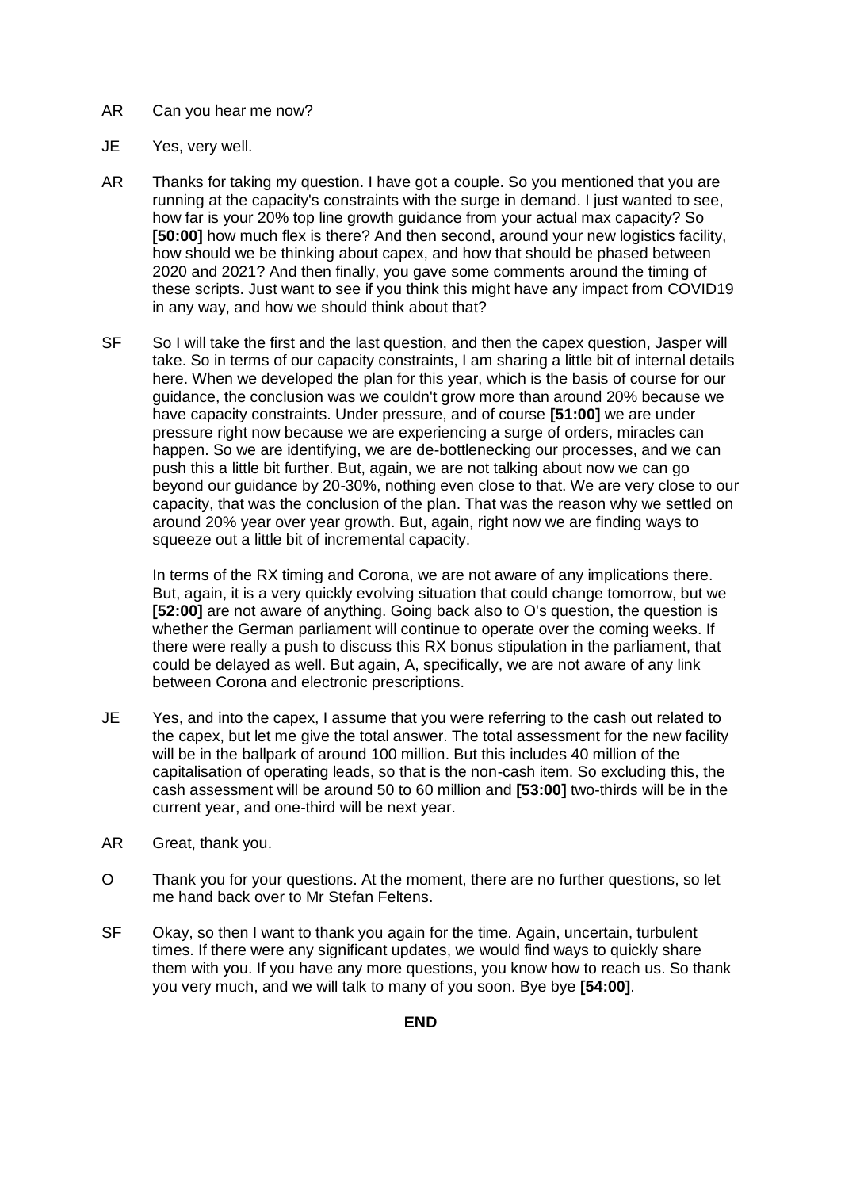AR Can you hear me now?

JE Yes, very well.

AR Thanks for taking my question. I have got a couple. So you mentioned that you are running at the capacity's constraints with the surge in demand. I just wanted to see, how far is your 20% top line growth guidance from your actual max capacity? So **[50:00]** how much flex is there? And then second, around your new logistics facility, how should we be thinking about capex, and how that should be phased between 2020 and 2021? And then finally, you gave some comments around the timing of these scripts. Just want to see if you think this might have any impact from COVID19 in any way, and how we should think about that?

SF So I will take the first and the last question, and then the capex question, Jasper will take. So in terms of our capacity constraints, I am sharing a little bit of internal details here. When we developed the plan for this year, which is the basis of course for our guidance, the conclusion was we couldn't grow more than around 20% because we have capacity constraints. Under pressure, and of course **[51:00]** we are under pressure right now because we are experiencing a surge of orders, miracles can happen. So we are identifying, we are de-bottlenecking our processes, and we can push this a little bit further. But, again, we are not talking about now we can go beyond our guidance by 20-30%, nothing even close to that. We are very close to our capacity, that was the conclusion of the plan. That was the reason why we settled on around 20% year over year growth. But, again, right now we are finding ways to squeeze out a little bit of incremental capacity.

In terms of the RX timing and Corona, we are not aware of any implications there. But, again, it is a very quickly evolving situation that could change tomorrow, but we **[52:00]** are not aware of anything. Going back also to O's question, the question is whether the German parliament will continue to operate over the coming weeks. If there were really a push to discuss this RX bonus stipulation in the parliament, that could be delayed as well. But again, A, specifically, we are not aware of any link between Corona and electronic prescriptions.

JE Yes, and into the capex, I assume that you were referring to the cash out related to the capex, but let me give the total answer. The total assessment for the new facility will be in the ballpark of around 100 million. But this includes 40 million of the capitalisation of operating leads, so that is the non-cash item. So excluding this, the cash assessment will be around 50 to 60 million and **[53:00]** two-thirds will be in the current year, and one-third will be next year.

AR Great, thank you.

O Thank you for your questions. At the moment, there are no further questions, so let me hand back over to Mr Stefan Feltens.

SF Okay, so then I want to thank you again for the time. Again, uncertain, turbulent times. If there were any significant updates, we would find ways to quickly share them with you. If you have any more questions, you know how to reach us. So thank you very much, and we will talk to many of you soon. Bye bye **[54:00]**.

**END**